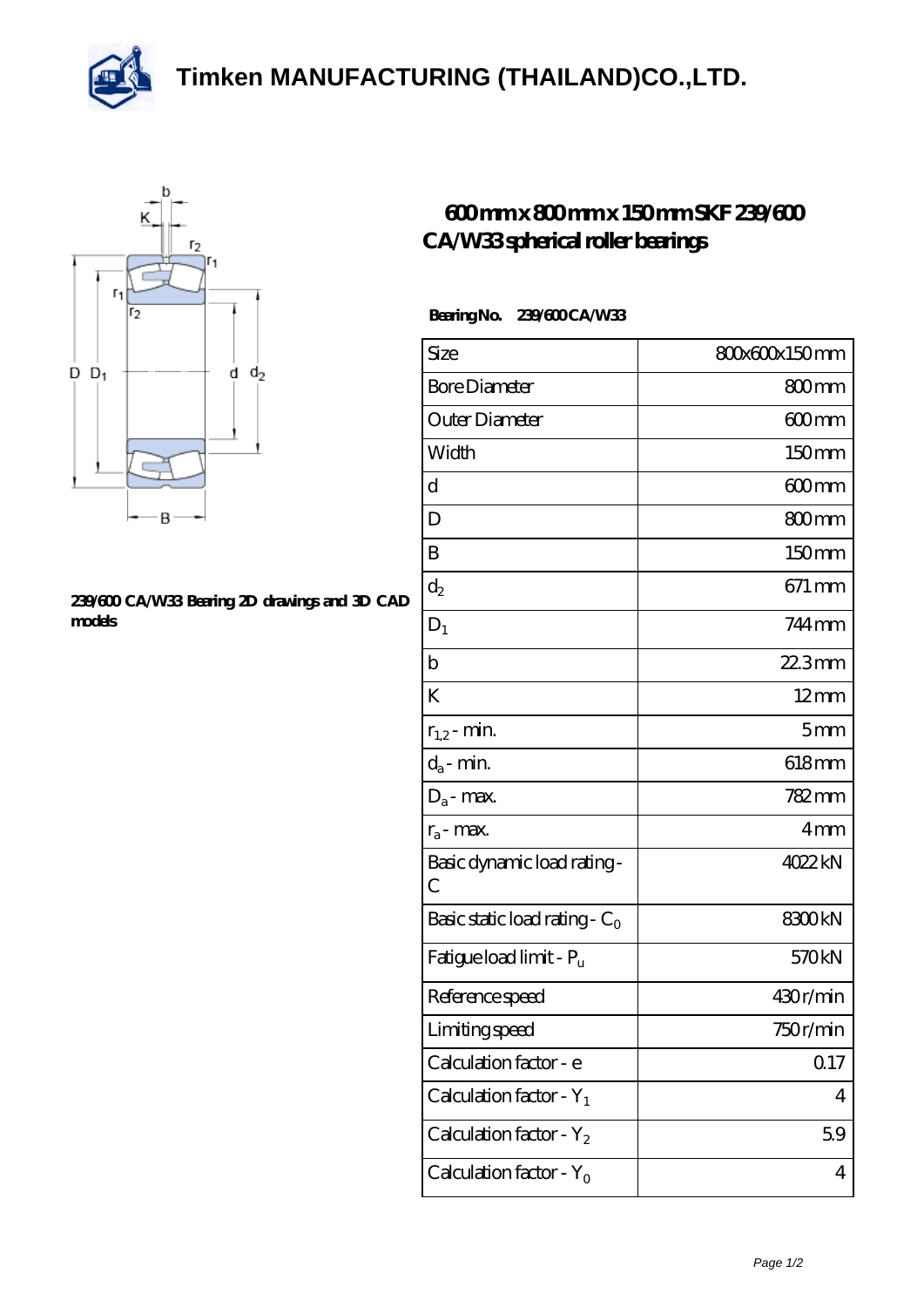# Timken MANUFACTURING (THAILAND)CO.,LTD.

239/600 CA/W33 Bearing 2D drawings and 3D CAD models

## 600mm x 800mm x 150mm SKF 239/600 CA/W33 spherical roller bearings

**Bearing No.** 239/600CA/W33

| Size | 800x600x150 mm |
|---|---|
| Bore Diameter | 800 mm |
| Outer Diameter | 600 mm |
| Width | 150 mm |
| d | 600 mm |
| D | 800 mm |
| B | 150 mm |
| $d_2$ | 671 mm |
| $D_1$ | 744 mm |
| b | 22.3 mm |
| K | 12 mm |
| $r_{1,2}$ - min. | 5 mm |
| $d_a$ - min. | 618 mm |
| $D_a$ - max. | 782 mm |
| $r_a$ - max. | 4 mm |
| Basic dynamic load rating - C | 4022 kN |
| Basic static load rating - $C_0$ | 8300 kN |
| Fatigue load limit - $P_u$ | 570 kN |
| Reference speed | 430 r/min |
| Limiting speed | 750 r/min |
| Calculation factor - e | 0.17 |
| Calculation factor - $Y_1$ | 4 |
| Calculation factor - $Y_2$ | 5.9 |
| Calculation factor - $Y_0$ | 4 |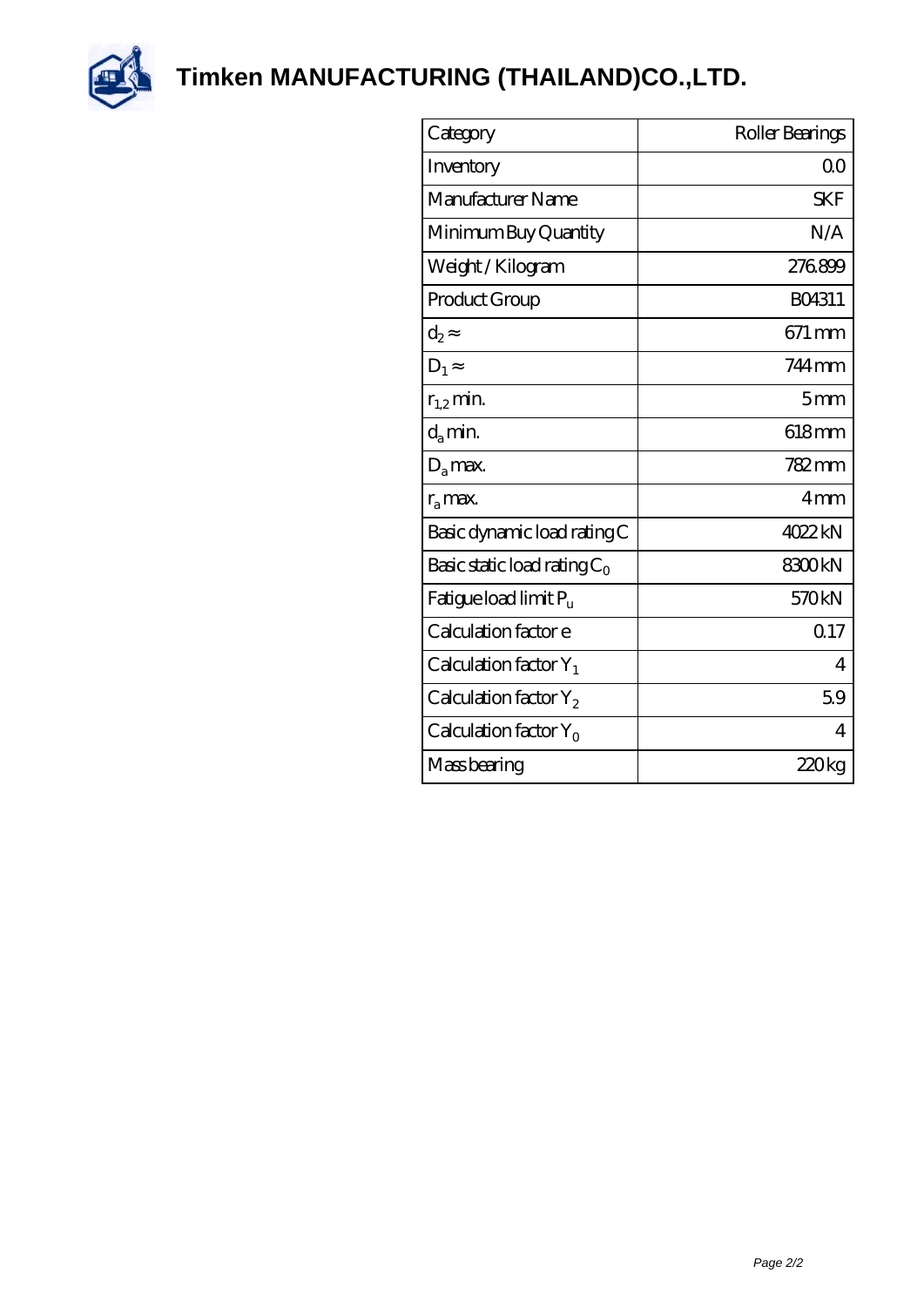# Timken MANUFACTURING (THAILAND)CO.,LTD.

| | |
|---|---|
| Category | Roller Bearings |
| Inventory | 0.0 |
| Manufacturer Name | SKF |
| Minimum Buy Quantity | N/A |
| Weight / Kilogram | 276.899 |
| Product Group | B04311 |
| $d_2 \approx$ | 671 mm |
| $D_1 \approx$ | 744 mm |
| $r_{1,2}$ min. | 5 mm |
| $d_a$ min. | 618 mm |
| $D_a$ max. | 782 mm |
| $r_a$ max. | 4 mm |
| Basic dynamic load rating C | 4022 kN |
| Basic static load rating $C_0$ | 8300 kN |
| Fatigue load limit $P_u$ | 570 kN |
| Calculation factor e | 0.17 |
| Calculation factor $Y_1$ | 4 |
| Calculation factor $Y_2$ | 5.9 |
| Calculation factor $Y_0$ | 4 |
| Mass bearing | 220 kg |